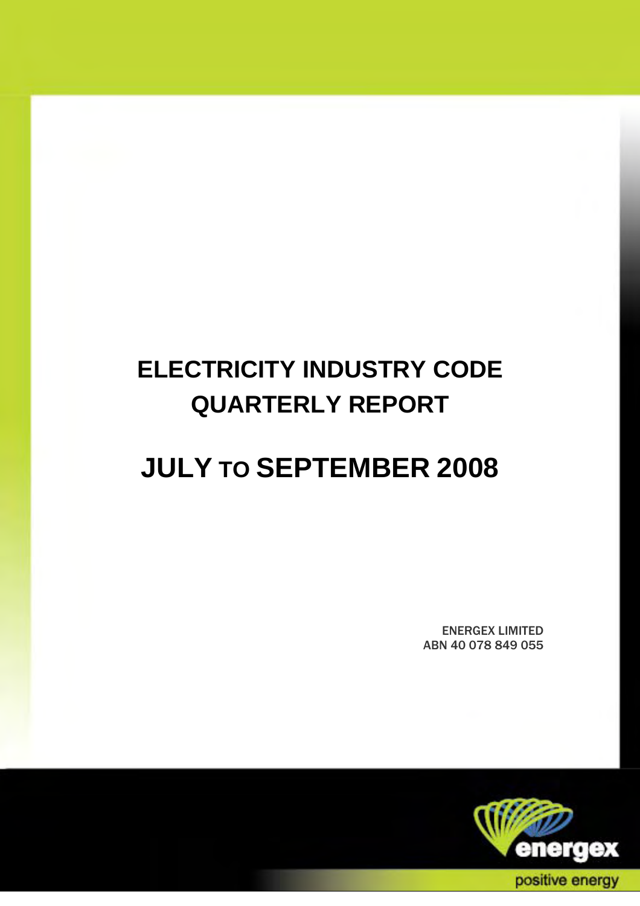# ELECTRICITY INDUSTRY CODE QUARTERLY REPORT

# JULY TO SEPTEMBER 2008

ENERGEX LIMITED
ABN 40 078 849 055

energex

positive energy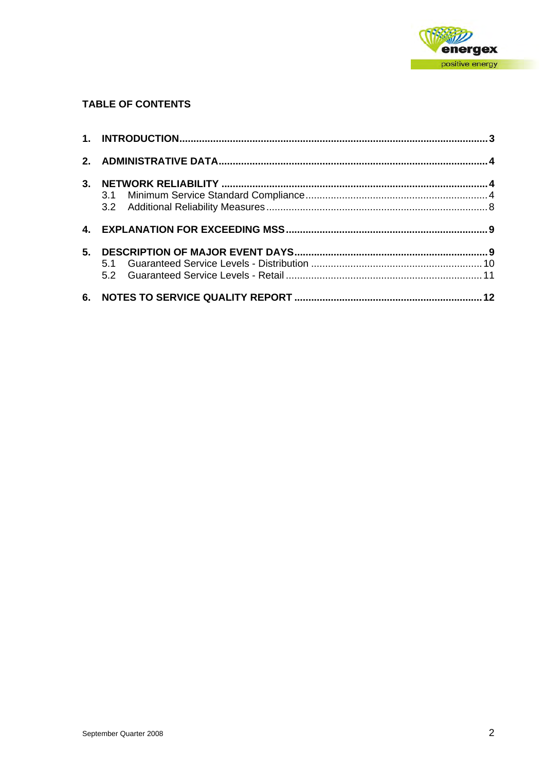**TABLE OF CONTENTS**

**1. INTRODUCTION** ........ **3**

**2. ADMINISTRATIVE DATA** ........ **4**

**3. NETWORK RELIABILITY** ........ **4**

- 3.1 Minimum Service Standard Compliance ........ 4
- 3.2 Additional Reliability Measures ........ 8

**4. EXPLANATION FOR EXCEEDING MSS** ........ **9**

**5. DESCRIPTION OF MAJOR EVENT DAYS** ........ **9**

- 5.1 Guaranteed Service Levels - Distribution ........ 10
- 5.2 Guaranteed Service Levels - Retail ........ 11

**6. NOTES TO SERVICE QUALITY REPORT** ........ **12**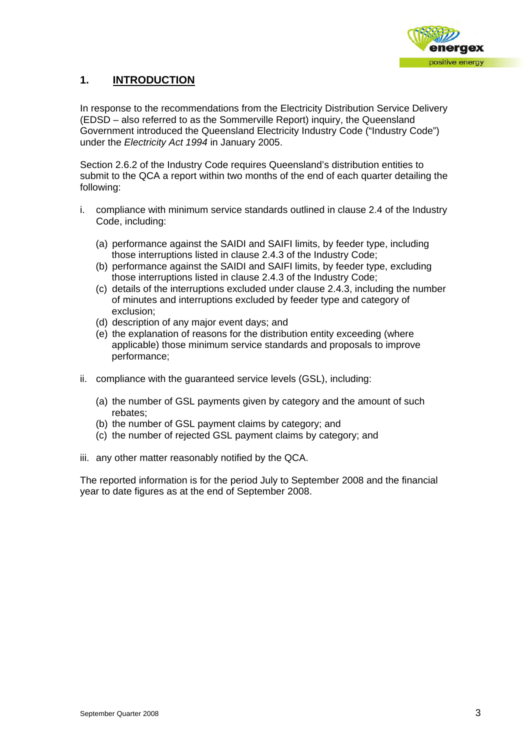# 1. INTRODUCTION

In response to the recommendations from the Electricity Distribution Service Delivery (EDSD – also referred to as the Sommerville Report) inquiry, the Queensland Government introduced the Queensland Electricity Industry Code ("Industry Code") under the *Electricity Act 1994* in January 2005.

Section 2.6.2 of the Industry Code requires Queensland's distribution entities to submit to the QCA a report within two months of the end of each quarter detailing the following:

i. compliance with minimum service standards outlined in clause 2.4 of the Industry Code, including:

   (a) performance against the SAIDI and SAIFI limits, by feeder type, including those interruptions listed in clause 2.4.3 of the Industry Code;
   (b) performance against the SAIDI and SAIFI limits, by feeder type, excluding those interruptions listed in clause 2.4.3 of the Industry Code;
   (c) details of the interruptions excluded under clause 2.4.3, including the number of minutes and interruptions excluded by feeder type and category of exclusion;
   (d) description of any major event days; and
   (e) the explanation of reasons for the distribution entity exceeding (where applicable) those minimum service standards and proposals to improve performance;

ii. compliance with the guaranteed service levels (GSL), including:

   (a) the number of GSL payments given by category and the amount of such rebates;
   (b) the number of GSL payment claims by category; and
   (c) the number of rejected GSL payment claims by category; and

iii. any other matter reasonably notified by the QCA.

The reported information is for the period July to September 2008 and the financial year to date figures as at the end of September 2008.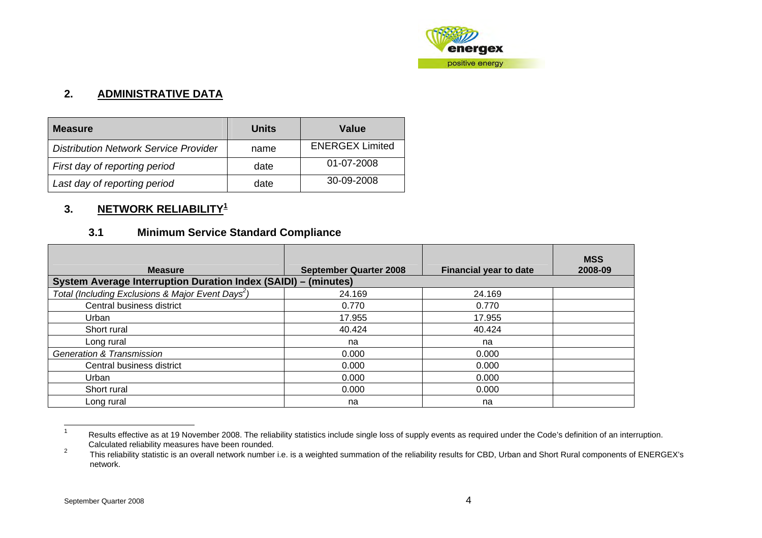## 2. ADMINISTRATIVE DATA

| Measure | Units | Value |
|---|---|---|
| *Distribution Network Service Provider* | name | ENERGEX Limited |
| *First day of reporting period* | date | 01-07-2008 |
| *Last day of reporting period* | date | 30-09-2008 |

## 3. NETWORK RELIABILITY[1]

### 3.1 Minimum Service Standard Compliance

| Measure | September Quarter 2008 | Financial year to date | MSS 2008-09 |
|---|---|---|---|
| **System Average Interruption Duration Index (SAIDI) – (minutes)** | | | |
| *Total (Including Exclusions & Major Event Days[2])* | 24.169 | 24.169 | |
| Central business district | 0.770 | 0.770 | |
| Urban | 17.955 | 17.955 | |
| Short rural | 40.424 | 40.424 | |
| Long rural | na | na | |
| *Generation & Transmission* | 0.000 | 0.000 | |
| Central business district | 0.000 | 0.000 | |
| Urban | 0.000 | 0.000 | |
| Short rural | 0.000 | 0.000 | |
| Long rural | na | na | |

[1] Results effective as at 19 November 2008. The reliability statistics include single loss of supply events as required under the Code's definition of an interruption. Calculated reliability measures have been rounded.

[2] This reliability statistic is an overall network number i.e. is a weighted summation of the reliability results for CBD, Urban and Short Rural components of ENERGEX's network.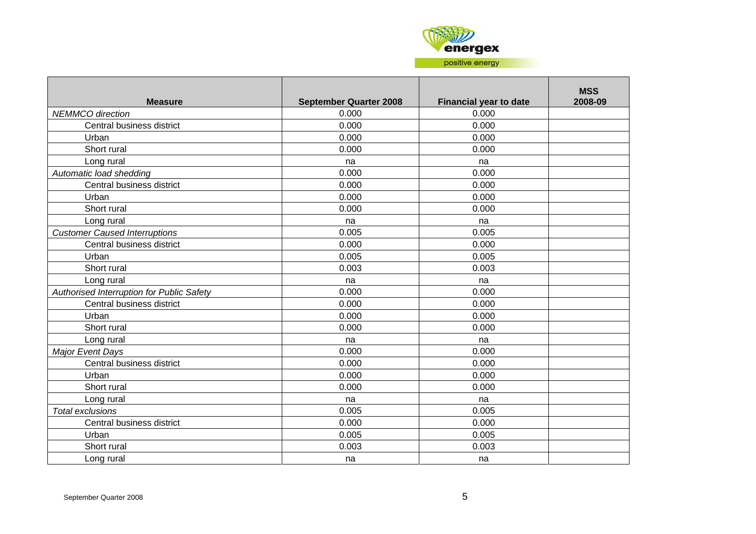| Measure | September Quarter 2008 | Financial year to date | MSS 2008-09 |
|---|---|---|---|
| *NEMMCO direction* | 0.000 | 0.000 | |
| Central business district | 0.000 | 0.000 | |
| Urban | 0.000 | 0.000 | |
| Short rural | 0.000 | 0.000 | |
| Long rural | na | na | |
| *Automatic load shedding* | 0.000 | 0.000 | |
| Central business district | 0.000 | 0.000 | |
| Urban | 0.000 | 0.000 | |
| Short rural | 0.000 | 0.000 | |
| Long rural | na | na | |
| *Customer Caused Interruptions* | 0.005 | 0.005 | |
| Central business district | 0.000 | 0.000 | |
| Urban | 0.005 | 0.005 | |
| Short rural | 0.003 | 0.003 | |
| Long rural | na | na | |
| *Authorised Interruption for Public Safety* | 0.000 | 0.000 | |
| Central business district | 0.000 | 0.000 | |
| Urban | 0.000 | 0.000 | |
| Short rural | 0.000 | 0.000 | |
| Long rural | na | na | |
| *Major Event Days* | 0.000 | 0.000 | |
| Central business district | 0.000 | 0.000 | |
| Urban | 0.000 | 0.000 | |
| Short rural | 0.000 | 0.000 | |
| Long rural | na | na | |
| *Total exclusions* | 0.005 | 0.005 | |
| Central business district | 0.000 | 0.000 | |
| Urban | 0.005 | 0.005 | |
| Short rural | 0.003 | 0.003 | |
| Long rural | na | na | |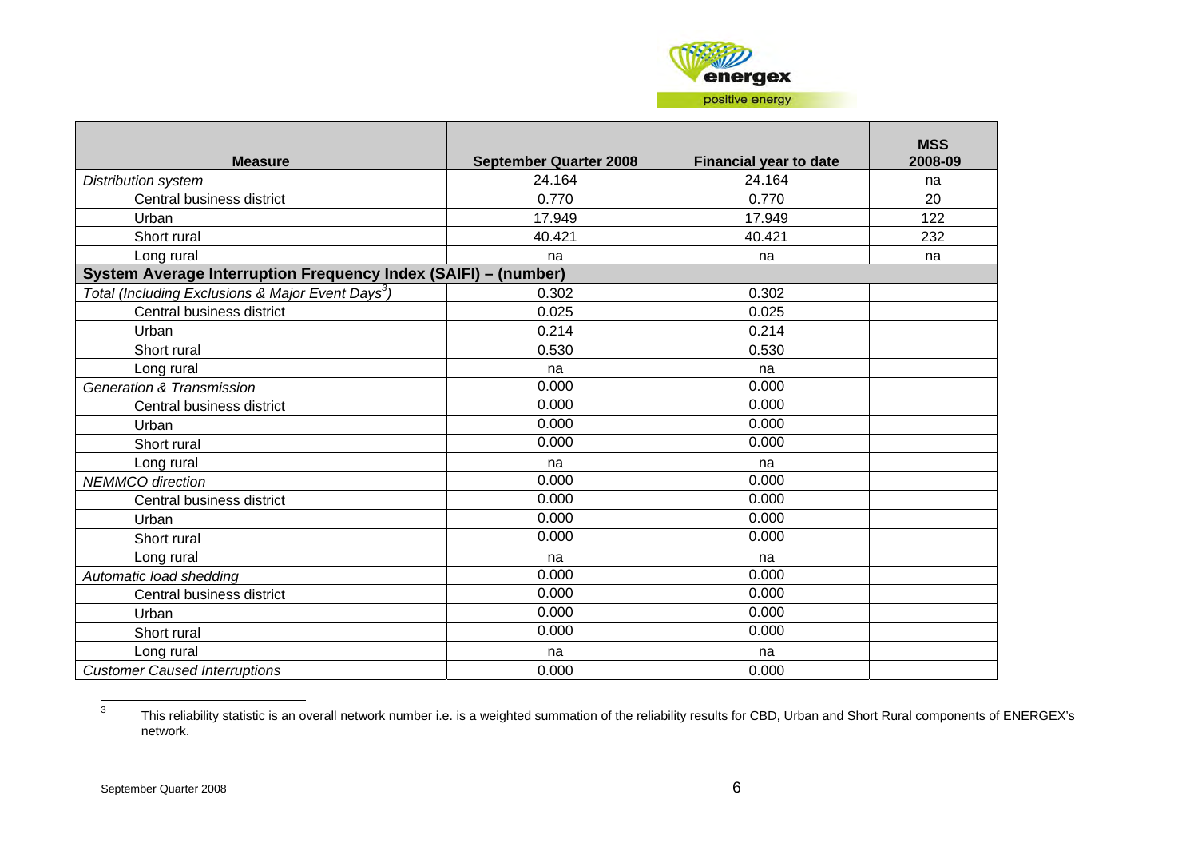| Measure | September Quarter 2008 | Financial year to date | MSS 2008-09 |
|---|---|---|---|
| *Distribution system* | 24.164 | 24.164 | na |
| Central business district | 0.770 | 0.770 | 20 |
| Urban | 17.949 | 17.949 | 122 |
| Short rural | 40.421 | 40.421 | 232 |
| Long rural | na | na | na |
| **System Average Interruption Frequency Index (SAIFI) – (number)** | | | |
| *Total (Including Exclusions & Major Event Days[3])* | 0.302 | 0.302 | |
| Central business district | 0.025 | 0.025 | |
| Urban | 0.214 | 0.214 | |
| Short rural | 0.530 | 0.530 | |
| Long rural | na | na | |
| *Generation & Transmission* | 0.000 | 0.000 | |
| Central business district | 0.000 | 0.000 | |
| Urban | 0.000 | 0.000 | |
| Short rural | 0.000 | 0.000 | |
| Long rural | na | na | |
| *NEMMCO direction* | 0.000 | 0.000 | |
| Central business district | 0.000 | 0.000 | |
| Urban | 0.000 | 0.000 | |
| Short rural | 0.000 | 0.000 | |
| Long rural | na | na | |
| *Automatic load shedding* | 0.000 | 0.000 | |
| Central business district | 0.000 | 0.000 | |
| Urban | 0.000 | 0.000 | |
| Short rural | 0.000 | 0.000 | |
| Long rural | na | na | |
| *Customer Caused Interruptions* | 0.000 | 0.000 | |

[3] This reliability statistic is an overall network number i.e. is a weighted summation of the reliability results for CBD, Urban and Short Rural components of ENERGEX's network.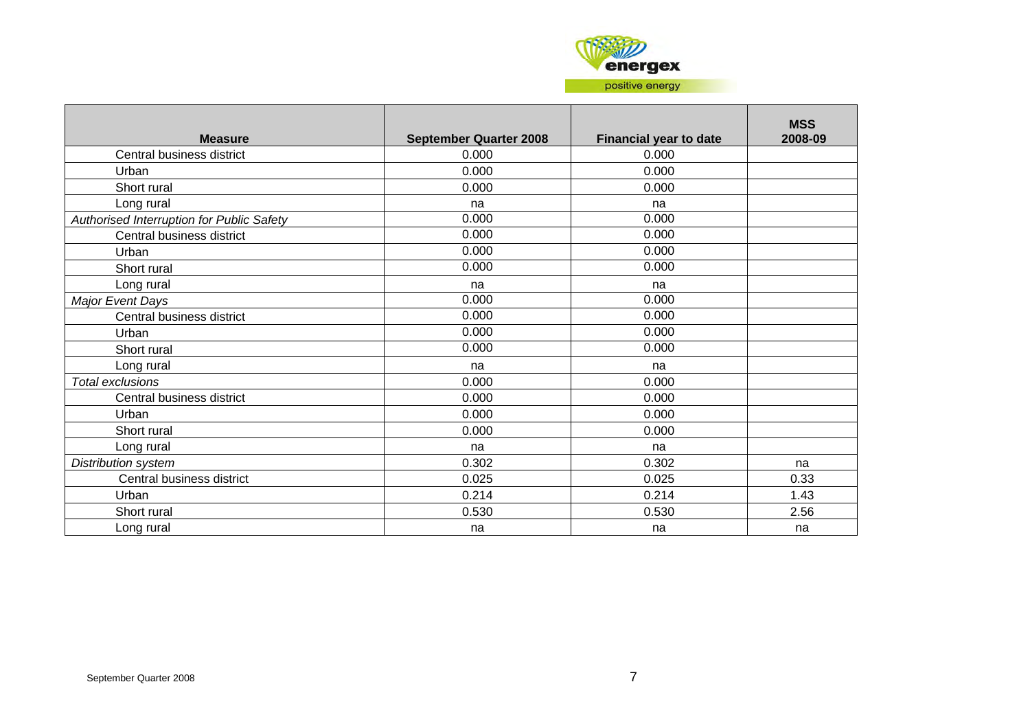| Measure | September Quarter 2008 | Financial year to date | MSS 2008-09 |
|---|---|---|---|
| Central business district | 0.000 | 0.000 | |
| Urban | 0.000 | 0.000 | |
| Short rural | 0.000 | 0.000 | |
| Long rural | na | na | |
| *Authorised Interruption for Public Safety* | 0.000 | 0.000 | |
| Central business district | 0.000 | 0.000 | |
| Urban | 0.000 | 0.000 | |
| Short rural | 0.000 | 0.000 | |
| Long rural | na | na | |
| *Major Event Days* | 0.000 | 0.000 | |
| Central business district | 0.000 | 0.000 | |
| Urban | 0.000 | 0.000 | |
| Short rural | 0.000 | 0.000 | |
| Long rural | na | na | |
| *Total exclusions* | 0.000 | 0.000 | |
| Central business district | 0.000 | 0.000 | |
| Urban | 0.000 | 0.000 | |
| Short rural | 0.000 | 0.000 | |
| Long rural | na | na | |
| *Distribution system* | 0.302 | 0.302 | na |
| Central business district | 0.025 | 0.025 | 0.33 |
| Urban | 0.214 | 0.214 | 1.43 |
| Short rural | 0.530 | 0.530 | 2.56 |
| Long rural | na | na | na |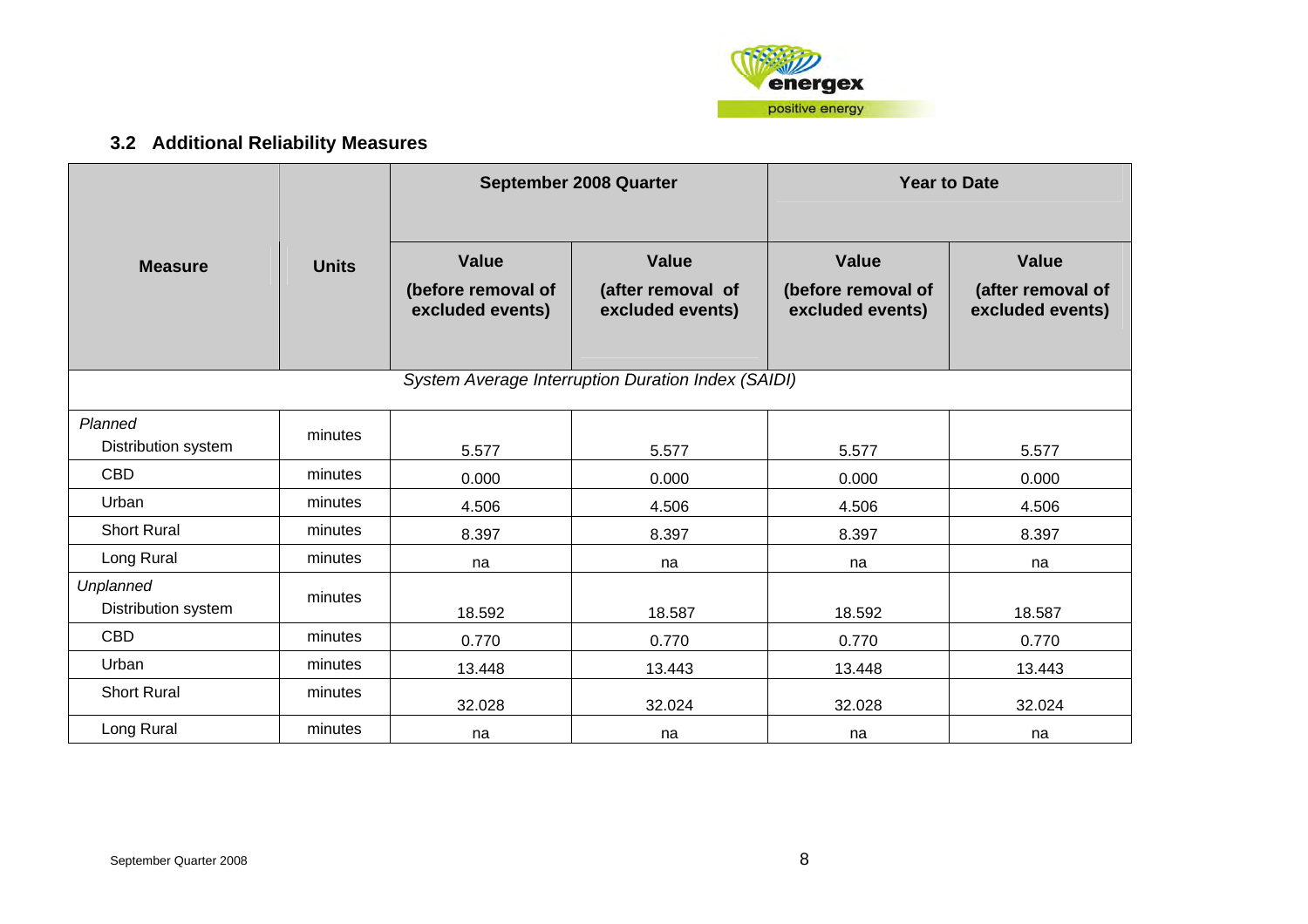### 3.2 Additional Reliability Measures

| Measure | Units | September 2008 Quarter | | Year to Date | |
|---|---|---|---|---|---|
| | | Value (before removal of excluded events) | Value (after removal of excluded events) | Value (before removal of excluded events) | Value (after removal of excluded events) |
| *System Average Interruption Duration Index (SAIDI)* | | | | | |
| *Planned* Distribution system | minutes | 5.577 | 5.577 | 5.577 | 5.577 |
| CBD | minutes | 0.000 | 0.000 | 0.000 | 0.000 |
| Urban | minutes | 4.506 | 4.506 | 4.506 | 4.506 |
| Short Rural | minutes | 8.397 | 8.397 | 8.397 | 8.397 |
| Long Rural | minutes | na | na | na | na |
| *Unplanned* Distribution system | minutes | 18.592 | 18.587 | 18.592 | 18.587 |
| CBD | minutes | 0.770 | 0.770 | 0.770 | 0.770 |
| Urban | minutes | 13.448 | 13.443 | 13.448 | 13.443 |
| Short Rural | minutes | 32.028 | 32.024 | 32.028 | 32.024 |
| Long Rural | minutes | na | na | na | na |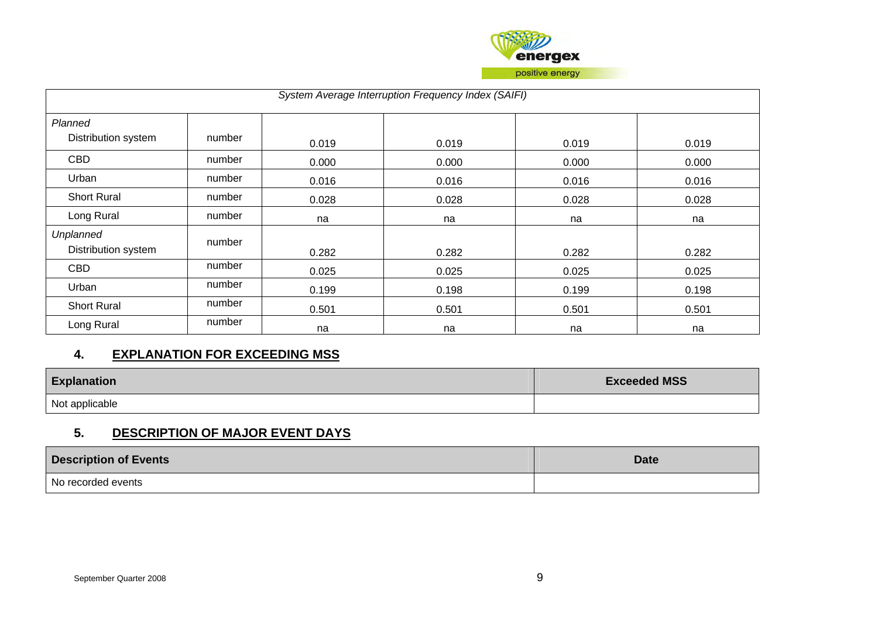| System Average Interruption Frequency Index (SAIFI) | | | | | |
|---|---|---|---|---|---|
| *Planned*<br>Distribution system | number | 0.019 | 0.019 | 0.019 | 0.019 |
| CBD | number | 0.000 | 0.000 | 0.000 | 0.000 |
| Urban | number | 0.016 | 0.016 | 0.016 | 0.016 |
| Short Rural | number | 0.028 | 0.028 | 0.028 | 0.028 |
| Long Rural | number | na | na | na | na |
| *Unplanned*<br>Distribution system | number | 0.282 | 0.282 | 0.282 | 0.282 |
| CBD | number | 0.025 | 0.025 | 0.025 | 0.025 |
| Urban | number | 0.199 | 0.198 | 0.199 | 0.198 |
| Short Rural | number | 0.501 | 0.501 | 0.501 | 0.501 |
| Long Rural | number | na | na | na | na |

## 4. EXPLANATION FOR EXCEEDING MSS

| Explanation | Exceeded MSS |
|---|---|
| Not applicable | |

## 5. DESCRIPTION OF MAJOR EVENT DAYS

| Description of Events | Date |
|---|---|
| No recorded events | |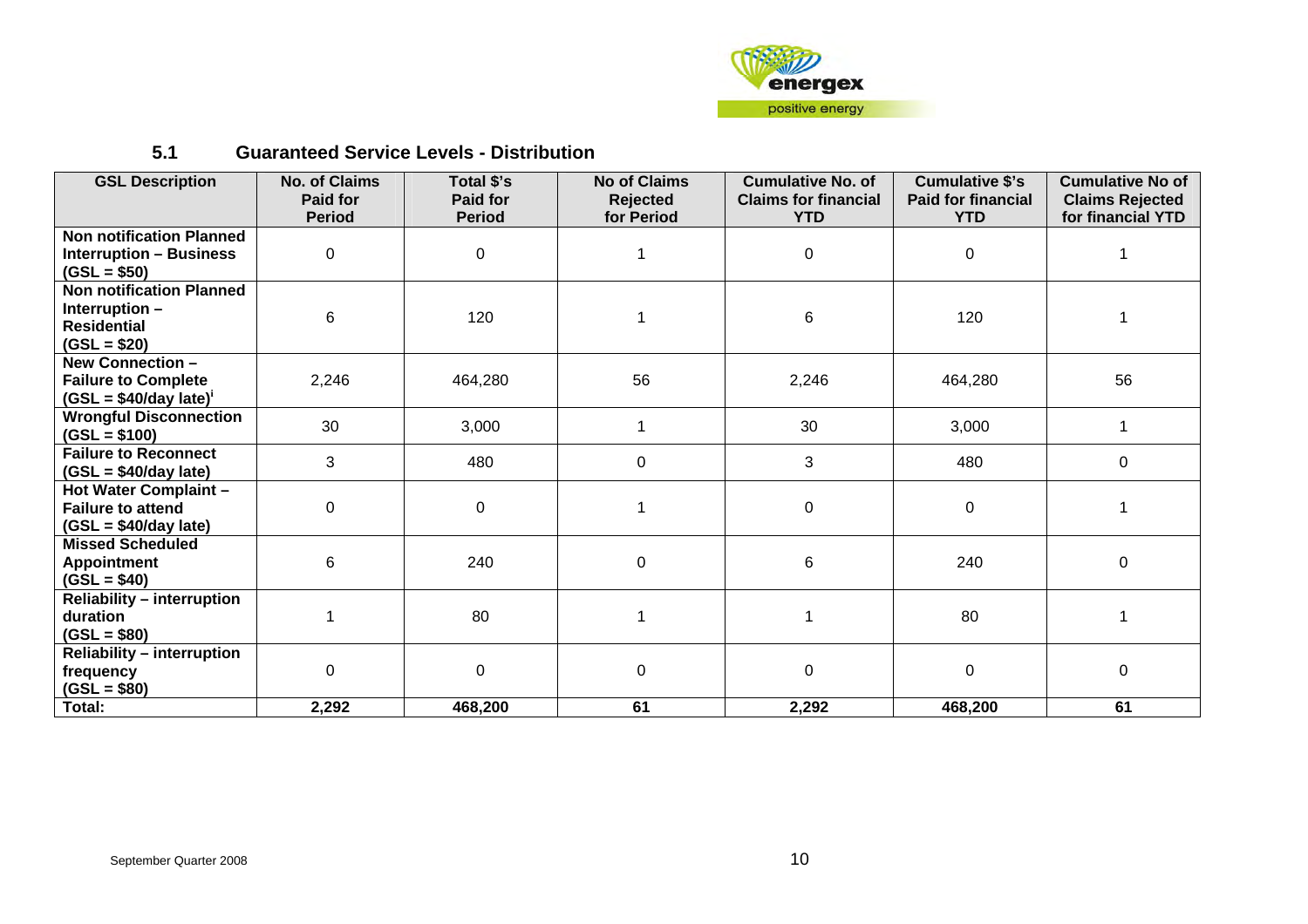## 5.1 Guaranteed Service Levels - Distribution

| GSL Description | No. of Claims Paid for Period | Total $'s Paid for Period | No of Claims Rejected for Period | Cumulative No. of Claims for financial YTD | Cumulative $'s Paid for financial YTD | Cumulative No of Claims Rejected for financial YTD |
|---|---|---|---|---|---|---|
| **Non notification Planned Interruption – Business (GSL = $50)** | 0 | 0 | 1 | 0 | 0 | 1 |
| **Non notification Planned Interruption – Residential (GSL = $20)** | 6 | 120 | 1 | 6 | 120 | 1 |
| **New Connection – Failure to Complete (GSL = $40/day late)[i]** | 2,246 | 464,280 | 56 | 2,246 | 464,280 | 56 |
| **Wrongful Disconnection (GSL = $100)** | 30 | 3,000 | 1 | 30 | 3,000 | 1 |
| **Failure to Reconnect (GSL = $40/day late)** | 3 | 480 | 0 | 3 | 480 | 0 |
| **Hot Water Complaint – Failure to attend (GSL = $40/day late)** | 0 | 0 | 1 | 0 | 0 | 1 |
| **Missed Scheduled Appointment (GSL = $40)** | 6 | 240 | 0 | 6 | 240 | 0 |
| **Reliability – interruption duration (GSL = $80)** | 1 | 80 | 1 | 1 | 80 | 1 |
| **Reliability – interruption frequency (GSL = $80)** | 0 | 0 | 0 | 0 | 0 | 0 |
| **Total:** | **2,292** | **468,200** | **61** | **2,292** | **468,200** | **61** |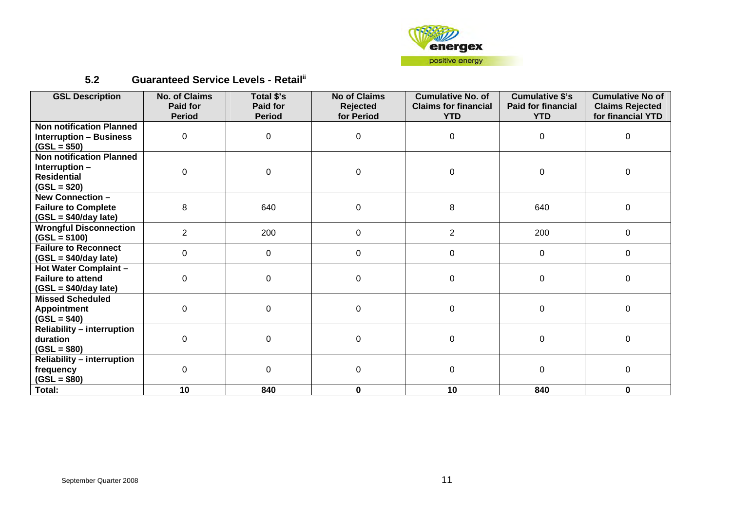## 5.2 Guaranteed Service Levels - Retail[ii]

| GSL Description | No. of Claims Paid for Period | Total $'s Paid for Period | No of Claims Rejected for Period | Cumulative No. of Claims for financial YTD | Cumulative $'s Paid for financial YTD | Cumulative No of Claims Rejected for financial YTD |
|---|---|---|---|---|---|---|
| **Non notification Planned Interruption – Business (GSL = $50)** | 0 | 0 | 0 | 0 | 0 | 0 |
| **Non notification Planned Interruption – Residential (GSL = $20)** | 0 | 0 | 0 | 0 | 0 | 0 |
| **New Connection – Failure to Complete (GSL = $40/day late)** | 8 | 640 | 0 | 8 | 640 | 0 |
| **Wrongful Disconnection (GSL = $100)** | 2 | 200 | 0 | 2 | 200 | 0 |
| **Failure to Reconnect (GSL = $40/day late)** | 0 | 0 | 0 | 0 | 0 | 0 |
| **Hot Water Complaint – Failure to attend (GSL = $40/day late)** | 0 | 0 | 0 | 0 | 0 | 0 |
| **Missed Scheduled Appointment (GSL = $40)** | 0 | 0 | 0 | 0 | 0 | 0 |
| **Reliability – interruption duration (GSL = $80)** | 0 | 0 | 0 | 0 | 0 | 0 |
| **Reliability – interruption frequency (GSL = $80)** | 0 | 0 | 0 | 0 | 0 | 0 |
| **Total:** | **10** | **840** | **0** | **10** | **840** | **0** |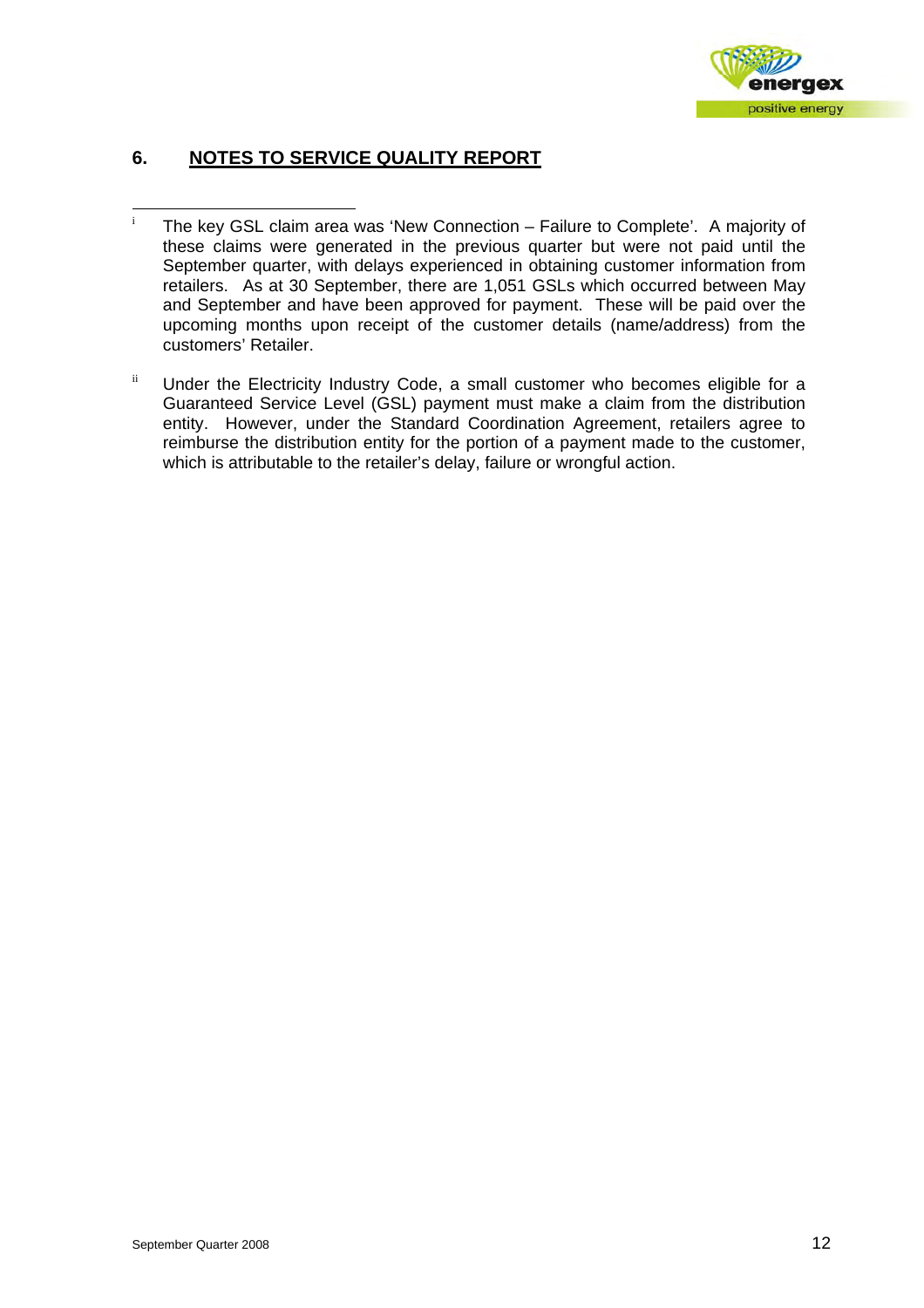## 6. NOTES TO SERVICE QUALITY REPORT

[i] The key GSL claim area was 'New Connection – Failure to Complete'. A majority of these claims were generated in the previous quarter but were not paid until the September quarter, with delays experienced in obtaining customer information from retailers. As at 30 September, there are 1,051 GSLs which occurred between May and September and have been approved for payment. These will be paid over the upcoming months upon receipt of the customer details (name/address) from the customers' Retailer.

[ii] Under the Electricity Industry Code, a small customer who becomes eligible for a Guaranteed Service Level (GSL) payment must make a claim from the distribution entity. However, under the Standard Coordination Agreement, retailers agree to reimburse the distribution entity for the portion of a payment made to the customer, which is attributable to the retailer's delay, failure or wrongful action.